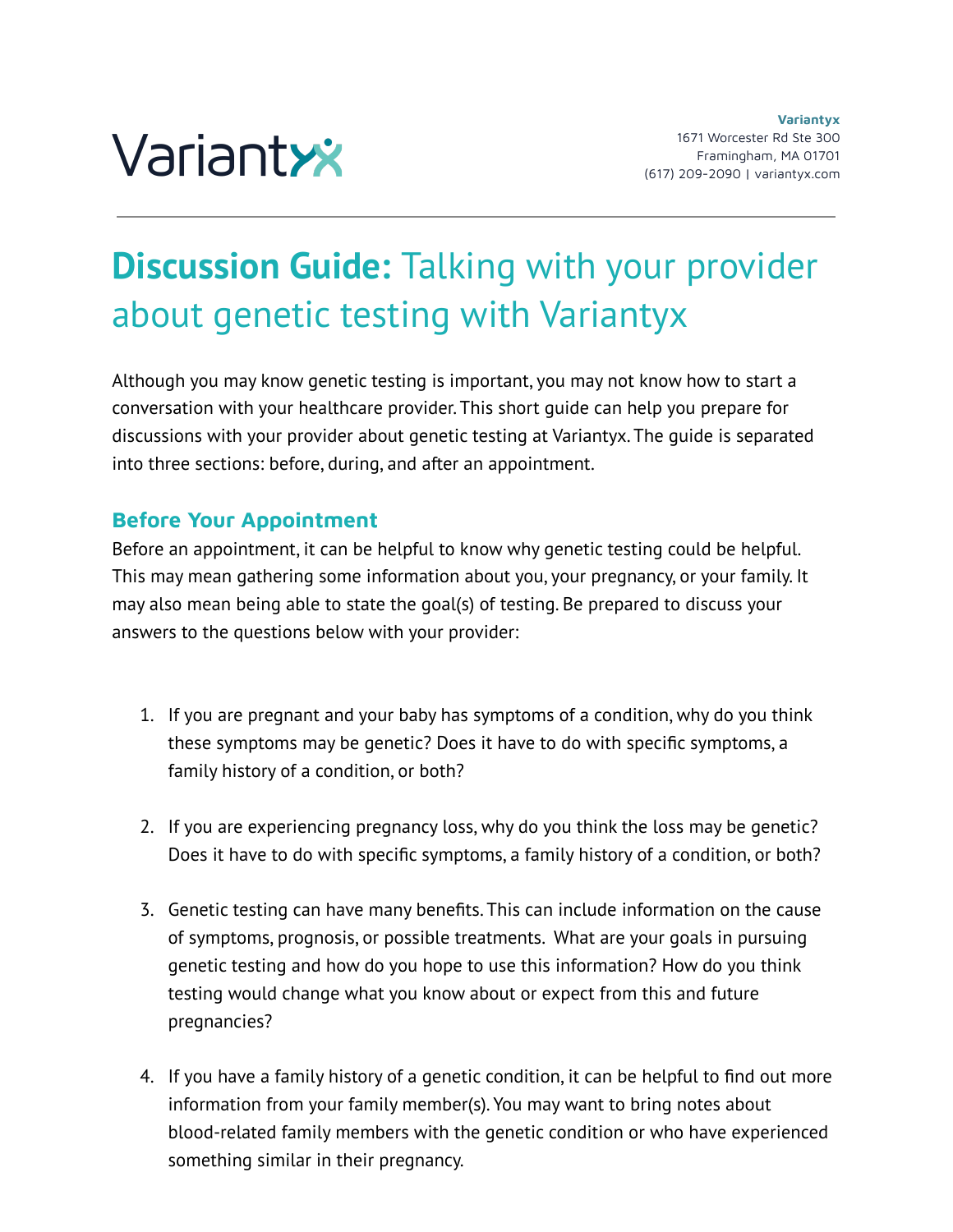Variantyx

**Variantyx**
1671 Worcester Rd Ste 300
Framingham, MA 01701
(617) 209-2090 | variantyx.com

# **Discussion Guide:** Talking with your provider about genetic testing with Variantyx

Although you may know genetic testing is important, you may not know how to start a conversation with your healthcare provider. This short guide can help you prepare for discussions with your provider about genetic testing at Variantyx. The guide is separated into three sections: before, during, and after an appointment.

## Before Your Appointment

Before an appointment, it can be helpful to know why genetic testing could be helpful. This may mean gathering some information about you, your pregnancy, or your family. It may also mean being able to state the goal(s) of testing. Be prepared to discuss your answers to the questions below with your provider:

1. If you are pregnant and your baby has symptoms of a condition, why do you think these symptoms may be genetic? Does it have to do with specific symptoms, a family history of a condition, or both?

2. If you are experiencing pregnancy loss, why do you think the loss may be genetic? Does it have to do with specific symptoms, a family history of a condition, or both?

3. Genetic testing can have many benefits. This can include information on the cause of symptoms, prognosis, or possible treatments. What are your goals in pursuing genetic testing and how do you hope to use this information? How do you think testing would change what you know about or expect from this and future pregnancies?

4. If you have a family history of a genetic condition, it can be helpful to find out more information from your family member(s). You may want to bring notes about blood-related family members with the genetic condition or who have experienced something similar in their pregnancy.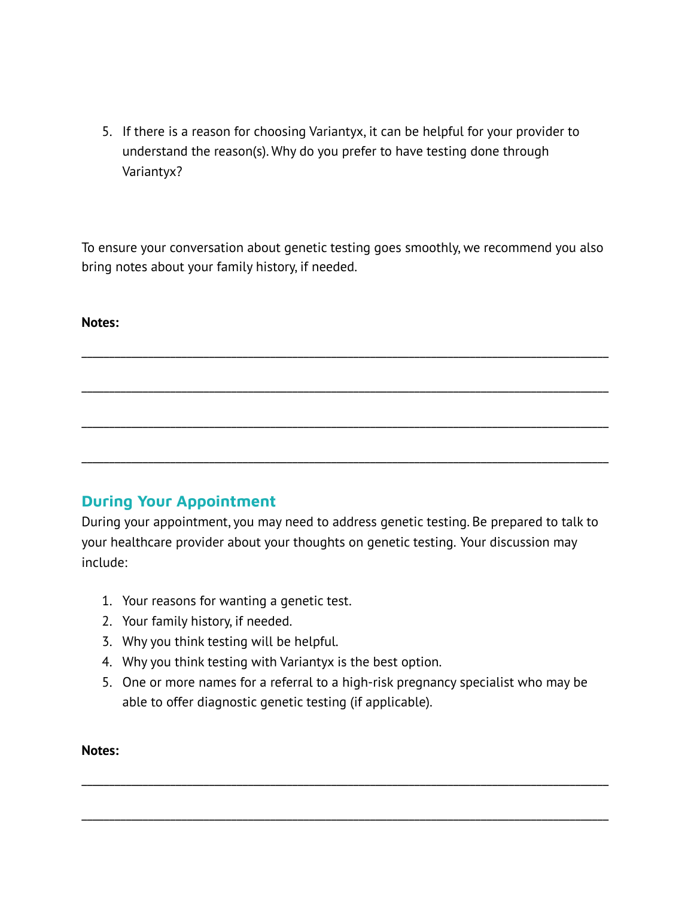5. If there is a reason for choosing Variantyx, it can be helpful for your provider to understand the reason(s). Why do you prefer to have testing done through Variantyx?

To ensure your conversation about genetic testing goes smoothly, we recommend you also bring notes about your family history, if needed.

**Notes:**

\_\_\_\_\_\_\_\_\_\_\_\_\_\_\_\_\_\_\_\_\_\_\_\_\_\_\_\_\_\_\_\_\_\_\_\_\_\_\_\_\_\_\_\_\_\_\_\_\_\_\_\_\_\_\_\_\_\_\_\_\_\_\_\_\_\_\_\_\_\_\_\_\_\_\_\_\_\_

\_\_\_\_\_\_\_\_\_\_\_\_\_\_\_\_\_\_\_\_\_\_\_\_\_\_\_\_\_\_\_\_\_\_\_\_\_\_\_\_\_\_\_\_\_\_\_\_\_\_\_\_\_\_\_\_\_\_\_\_\_\_\_\_\_\_\_\_\_\_\_\_\_\_\_\_\_\_

\_\_\_\_\_\_\_\_\_\_\_\_\_\_\_\_\_\_\_\_\_\_\_\_\_\_\_\_\_\_\_\_\_\_\_\_\_\_\_\_\_\_\_\_\_\_\_\_\_\_\_\_\_\_\_\_\_\_\_\_\_\_\_\_\_\_\_\_\_\_\_\_\_\_\_\_\_\_

\_\_\_\_\_\_\_\_\_\_\_\_\_\_\_\_\_\_\_\_\_\_\_\_\_\_\_\_\_\_\_\_\_\_\_\_\_\_\_\_\_\_\_\_\_\_\_\_\_\_\_\_\_\_\_\_\_\_\_\_\_\_\_\_\_\_\_\_\_\_\_\_\_\_\_\_\_\_

## During Your Appointment

During your appointment, you may need to address genetic testing. Be prepared to talk to your healthcare provider about your thoughts on genetic testing. Your discussion may include:

1. Your reasons for wanting a genetic test.
2. Your family history, if needed.
3. Why you think testing will be helpful.
4. Why you think testing with Variantyx is the best option.
5. One or more names for a referral to a high-risk pregnancy specialist who may be able to offer diagnostic genetic testing (if applicable).

**Notes:**

\_\_\_\_\_\_\_\_\_\_\_\_\_\_\_\_\_\_\_\_\_\_\_\_\_\_\_\_\_\_\_\_\_\_\_\_\_\_\_\_\_\_\_\_\_\_\_\_\_\_\_\_\_\_\_\_\_\_\_\_\_\_\_\_\_\_\_\_\_\_\_\_\_\_\_\_\_\_

\_\_\_\_\_\_\_\_\_\_\_\_\_\_\_\_\_\_\_\_\_\_\_\_\_\_\_\_\_\_\_\_\_\_\_\_\_\_\_\_\_\_\_\_\_\_\_\_\_\_\_\_\_\_\_\_\_\_\_\_\_\_\_\_\_\_\_\_\_\_\_\_\_\_\_\_\_\_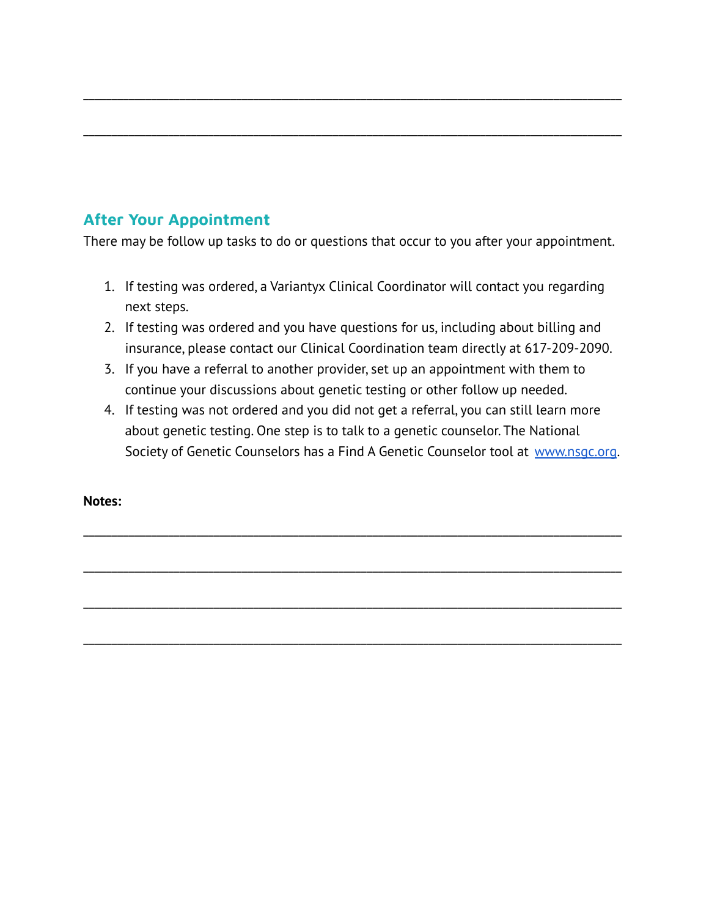\_\_\_\_\_\_\_\_\_\_\_\_\_\_\_\_\_\_\_\_\_\_\_\_\_\_\_\_\_\_\_\_\_\_\_\_\_\_\_\_\_\_\_\_\_\_\_\_\_\_\_\_\_\_\_\_\_\_\_\_\_\_\_\_\_\_\_\_\_\_\_\_\_\_\_\_

\_\_\_\_\_\_\_\_\_\_\_\_\_\_\_\_\_\_\_\_\_\_\_\_\_\_\_\_\_\_\_\_\_\_\_\_\_\_\_\_\_\_\_\_\_\_\_\_\_\_\_\_\_\_\_\_\_\_\_\_\_\_\_\_\_\_\_\_\_\_\_\_\_\_\_\_

## After Your Appointment

There may be follow up tasks to do or questions that occur to you after your appointment.

1. If testing was ordered, a Variantyx Clinical Coordinator will contact you regarding next steps.
2. If testing was ordered and you have questions for us, including about billing and insurance, please contact our Clinical Coordination team directly at 617-209-2090.
3. If you have a referral to another provider, set up an appointment with them to continue your discussions about genetic testing or other follow up needed.
4. If testing was not ordered and you did not get a referral, you can still learn more about genetic testing. One step is to talk to a genetic counselor. The National Society of Genetic Counselors has a Find A Genetic Counselor tool at [www.nsgc.org](http://www.nsgc.org).

**Notes:**

\_\_\_\_\_\_\_\_\_\_\_\_\_\_\_\_\_\_\_\_\_\_\_\_\_\_\_\_\_\_\_\_\_\_\_\_\_\_\_\_\_\_\_\_\_\_\_\_\_\_\_\_\_\_\_\_\_\_\_\_\_\_\_\_\_\_\_\_\_\_\_\_\_\_\_\_

\_\_\_\_\_\_\_\_\_\_\_\_\_\_\_\_\_\_\_\_\_\_\_\_\_\_\_\_\_\_\_\_\_\_\_\_\_\_\_\_\_\_\_\_\_\_\_\_\_\_\_\_\_\_\_\_\_\_\_\_\_\_\_\_\_\_\_\_\_\_\_\_\_\_\_\_

\_\_\_\_\_\_\_\_\_\_\_\_\_\_\_\_\_\_\_\_\_\_\_\_\_\_\_\_\_\_\_\_\_\_\_\_\_\_\_\_\_\_\_\_\_\_\_\_\_\_\_\_\_\_\_\_\_\_\_\_\_\_\_\_\_\_\_\_\_\_\_\_\_\_\_\_

\_\_\_\_\_\_\_\_\_\_\_\_\_\_\_\_\_\_\_\_\_\_\_\_\_\_\_\_\_\_\_\_\_\_\_\_\_\_\_\_\_\_\_\_\_\_\_\_\_\_\_\_\_\_\_\_\_\_\_\_\_\_\_\_\_\_\_\_\_\_\_\_\_\_\_\_